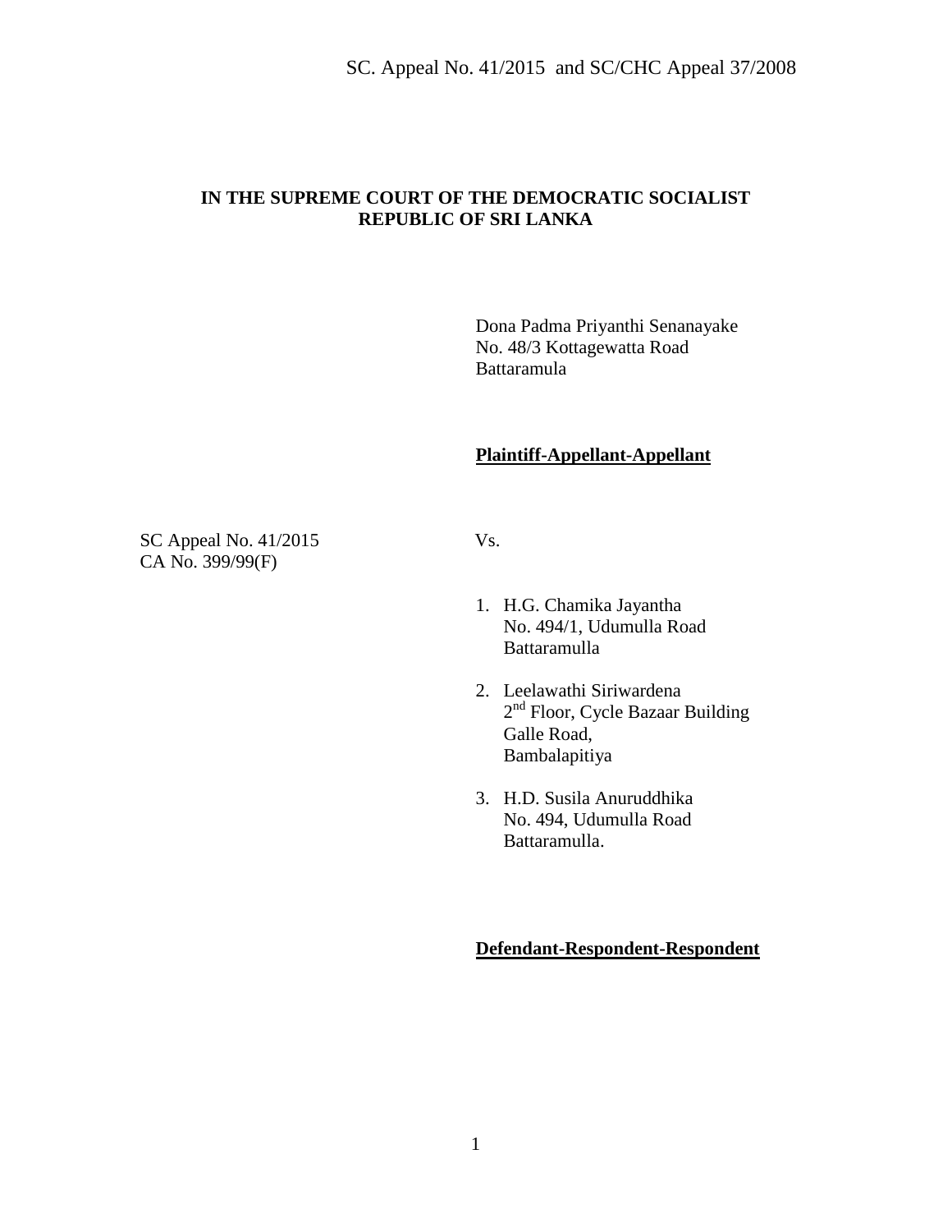SC. Appeal No. 41/2015 and SC/CHC Appeal 37/2008

**IN THE SUPREME COURT OF THE DEMOCRATIC SOCIALIST REPUBLIC OF SRI LANKA**

Dona Padma Priyanthi Senanayake
No. 48/3 Kottagewatta Road
Battaramula

**Plaintiff-Appellant-Appellant**

SC Appeal No. 41/2015
CA No. 399/99(F)

Vs.

1. H.G. Chamika Jayantha
   No. 494/1, Udumulla Road
   Battaramulla

2. Leelawathi Siriwardena
   2nd Floor, Cycle Bazaar Building
   Galle Road,
   Bambalapitiya

3. H.D. Susila Anuruddhika
   No. 494, Udumulla Road
   Battaramulla.

**Defendant-Respondent-Respondent**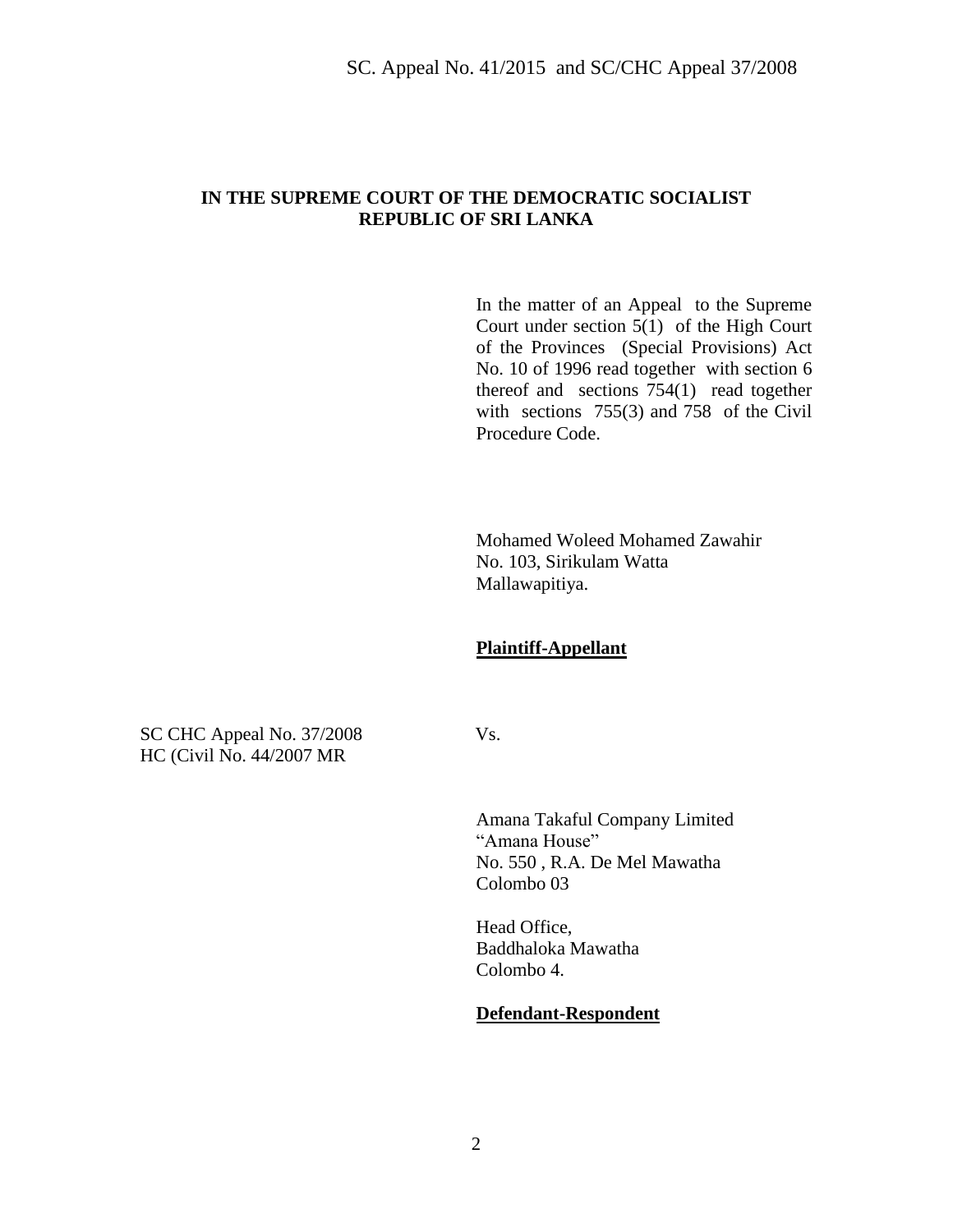**IN THE SUPREME COURT OF THE DEMOCRATIC SOCIALIST REPUBLIC OF SRI LANKA**

In the matter of an Appeal to the Supreme Court under section 5(1) of the High Court of the Provinces (Special Provisions) Act No. 10 of 1996 read together with section 6 thereof and sections 754(1) read together with sections 755(3) and 758 of the Civil Procedure Code.

Mohamed Woleed Mohamed Zawahir
No. 103, Sirikulam Watta
Mallawapitiya.

**Plaintiff-Appellant**

SC CHC Appeal No. 37/2008
HC (Civil No. 44/2007 MR

Vs.

Amana Takaful Company Limited
"Amana House"
No. 550 , R.A. De Mel Mawatha
Colombo 03

Head Office,
Baddhaloka Mawatha
Colombo 4.

**Defendant-Respondent**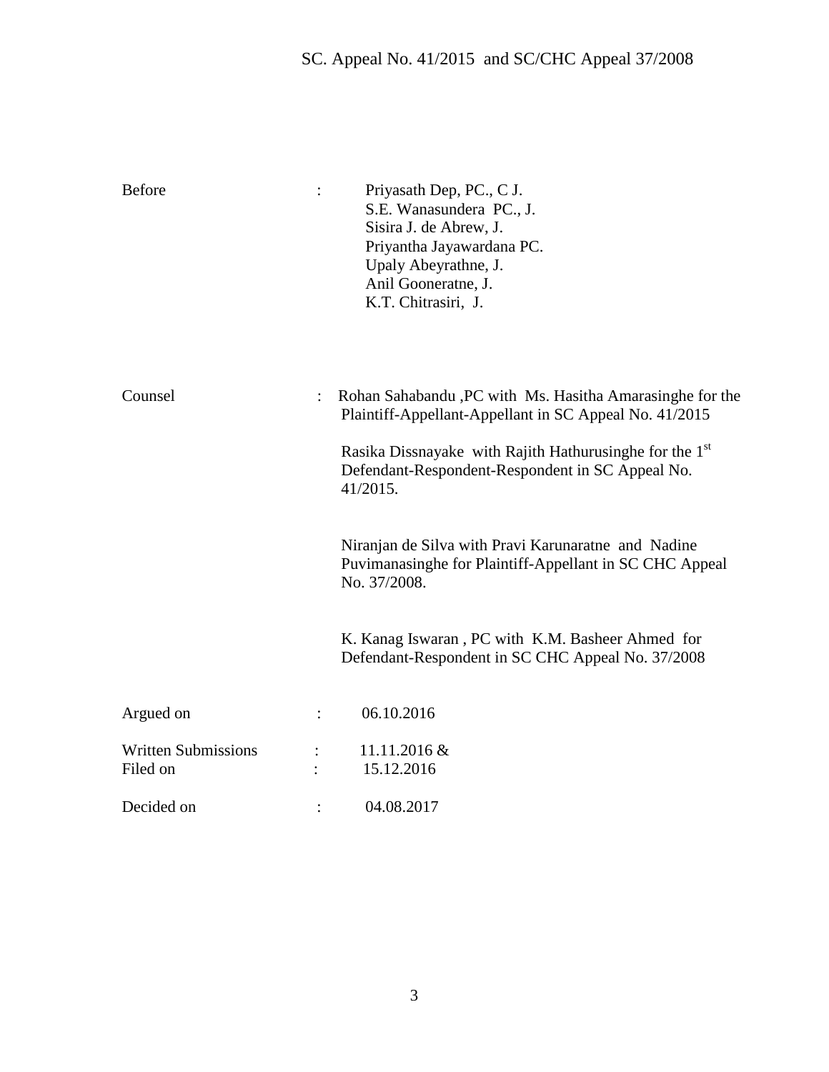SC. Appeal No. 41/2015 and SC/CHC Appeal 37/2008

Before : Priyasath Dep, PC., C J.
S.E. Wanasundera PC., J.
Sisira J. de Abrew, J.
Priyantha Jayawardana PC.
Upaly Abeyrathne, J.
Anil Gooneratne, J.
K.T. Chitrasiri, J.

Counsel : Rohan Sahabandu ,PC with Ms. Hasitha Amarasinghe for the Plaintiff-Appellant-Appellant in SC Appeal No. 41/2015

Rasika Dissnayake with Rajith Hathurusinghe for the 1st Defendant-Respondent-Respondent in SC Appeal No. 41/2015.

Niranjan de Silva with Pravi Karunaratne and Nadine Puvimanasinghe for Plaintiff-Appellant in SC CHC Appeal No. 37/2008.

K. Kanag Iswaran , PC with K.M. Basheer Ahmed for Defendant-Respondent in SC CHC Appeal No. 37/2008

Argued on : 06.10.2016

Written Submissions Filed on : 11.11.2016 & 15.12.2016

Decided on : 04.08.2017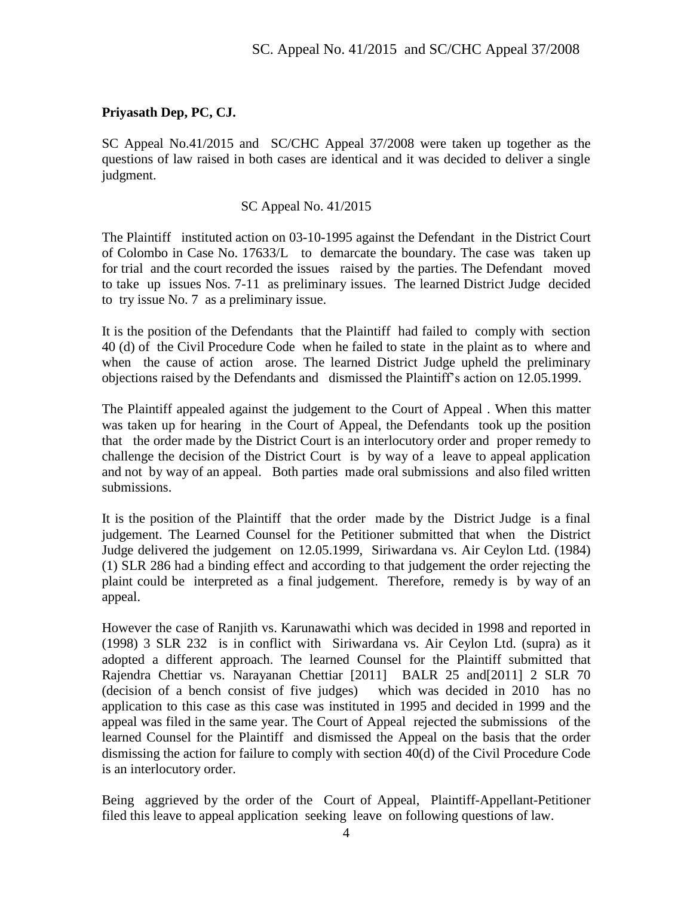**Priyasath Dep, PC, CJ.**

SC Appeal No.41/2015 and SC/CHC Appeal 37/2008 were taken up together as the questions of law raised in both cases are identical and it was decided to deliver a single judgment.

SC Appeal No. 41/2015

The Plaintiff instituted action on 03-10-1995 against the Defendant in the District Court of Colombo in Case No. 17633/L to demarcate the boundary. The case was taken up for trial and the court recorded the issues raised by the parties. The Defendant moved to take up issues Nos. 7-11 as preliminary issues. The learned District Judge decided to try issue No. 7 as a preliminary issue.

It is the position of the Defendants that the Plaintiff had failed to comply with section 40 (d) of the Civil Procedure Code when he failed to state in the plaint as to where and when the cause of action arose. The learned District Judge upheld the preliminary objections raised by the Defendants and dismissed the Plaintiff's action on 12.05.1999.

The Plaintiff appealed against the judgement to the Court of Appeal . When this matter was taken up for hearing in the Court of Appeal, the Defendants took up the position that the order made by the District Court is an interlocutory order and proper remedy to challenge the decision of the District Court is by way of a leave to appeal application and not by way of an appeal. Both parties made oral submissions and also filed written submissions.

It is the position of the Plaintiff that the order made by the District Judge is a final judgement. The Learned Counsel for the Petitioner submitted that when the District Judge delivered the judgement on 12.05.1999, Siriwardana vs. Air Ceylon Ltd. (1984) (1) SLR 286 had a binding effect and according to that judgement the order rejecting the plaint could be interpreted as a final judgement. Therefore, remedy is by way of an appeal.

However the case of Ranjith vs. Karunawathi which was decided in 1998 and reported in (1998) 3 SLR 232 is in conflict with Siriwardana vs. Air Ceylon Ltd. (supra) as it adopted a different approach. The learned Counsel for the Plaintiff submitted that Rajendra Chettiar vs. Narayanan Chettiar [2011] BALR 25 and[2011] 2 SLR 70 (decision of a bench consist of five judges) which was decided in 2010 has no application to this case as this case was instituted in 1995 and decided in 1999 and the appeal was filed in the same year. The Court of Appeal rejected the submissions of the learned Counsel for the Plaintiff and dismissed the Appeal on the basis that the order dismissing the action for failure to comply with section 40(d) of the Civil Procedure Code is an interlocutory order.

Being aggrieved by the order of the Court of Appeal, Plaintiff-Appellant-Petitioner filed this leave to appeal application seeking leave on following questions of law.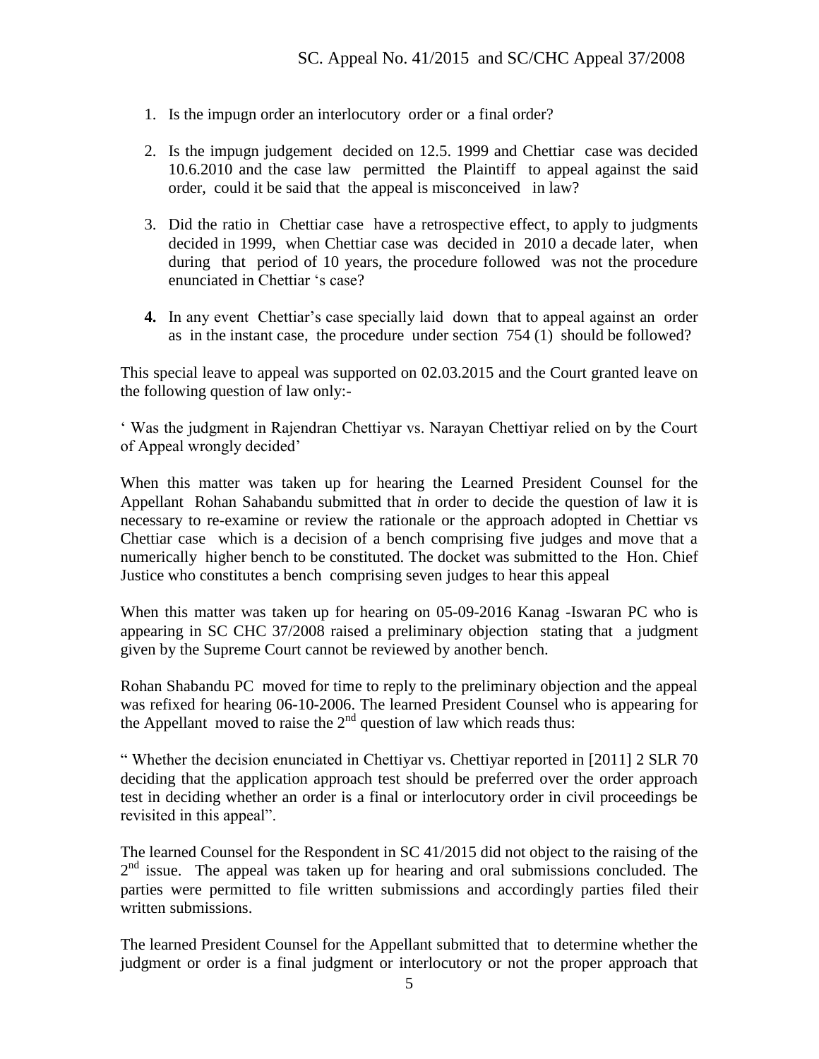1. Is the impugn order an interlocutory order or a final order?

2. Is the impugn judgement decided on 12.5. 1999 and Chettiar case was decided 10.6.2010 and the case law permitted the Plaintiff to appeal against the said order, could it be said that the appeal is misconceived in law?

3. Did the ratio in Chettiar case have a retrospective effect, to apply to judgments decided in 1999, when Chettiar case was decided in 2010 a decade later, when during that period of 10 years, the procedure followed was not the procedure enunciated in Chettiar 's case?

4. **In** any event Chettiar's case specially laid down that to appeal against an order as in the instant case, the procedure under section 754 (1) should be followed?

This special leave to appeal was supported on 02.03.2015 and the Court granted leave on the following question of law only:-

' Was the judgment in Rajendran Chettiyar vs. Narayan Chettiyar relied on by the Court of Appeal wrongly decided'

When this matter was taken up for hearing the Learned President Counsel for the Appellant Rohan Sahabandu submitted that *i*n order to decide the question of law it is necessary to re-examine or review the rationale or the approach adopted in Chettiar vs Chettiar case which is a decision of a bench comprising five judges and move that a numerically higher bench to be constituted. The docket was submitted to the Hon. Chief Justice who constitutes a bench comprising seven judges to hear this appeal

When this matter was taken up for hearing on 05-09-2016 Kanag -Iswaran PC who is appearing in SC CHC 37/2008 raised a preliminary objection stating that a judgment given by the Supreme Court cannot be reviewed by another bench.

Rohan Shabandu PC moved for time to reply to the preliminary objection and the appeal was refixed for hearing 06-10-2006. The learned President Counsel who is appearing for the Appellant moved to raise the 2nd question of law which reads thus:

" Whether the decision enunciated in Chettiyar vs. Chettiyar reported in [2011] 2 SLR 70 deciding that the application approach test should be preferred over the order approach test in deciding whether an order is a final or interlocutory order in civil proceedings be revisited in this appeal".

The learned Counsel for the Respondent in SC 41/2015 did not object to the raising of the 2nd issue. The appeal was taken up for hearing and oral submissions concluded. The parties were permitted to file written submissions and accordingly parties filed their written submissions.

The learned President Counsel for the Appellant submitted that to determine whether the judgment or order is a final judgment or interlocutory or not the proper approach that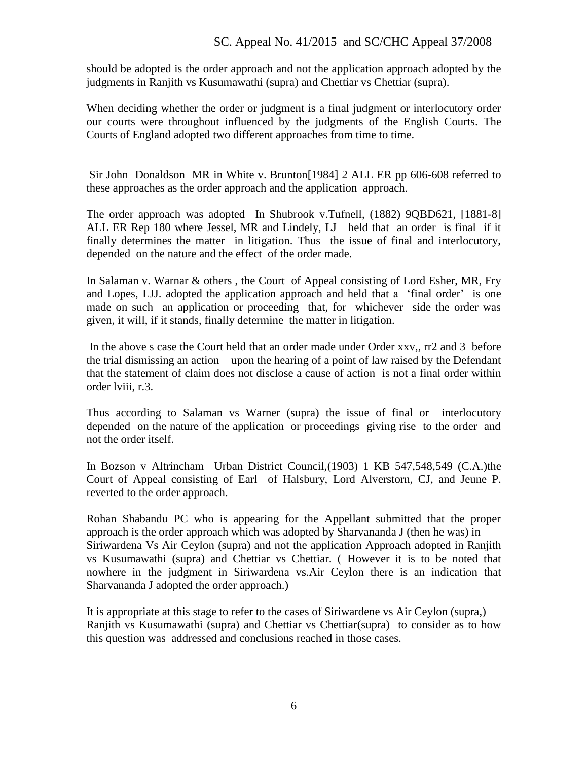should be adopted is the order approach and not the application approach adopted by the judgments in Ranjith vs Kusumawathi (supra) and Chettiar vs Chettiar (supra).

When deciding whether the order or judgment is a final judgment or interlocutory order our courts were throughout influenced by the judgments of the English Courts. The Courts of England adopted two different approaches from time to time.

Sir John Donaldson MR in White v. Brunton[1984] 2 ALL ER pp 606-608 referred to these approaches as the order approach and the application approach.

The order approach was adopted In Shubrook v.Tufnell, (1882) 9QBD621, [1881-8] ALL ER Rep 180 where Jessel, MR and Lindely, LJ held that an order is final if it finally determines the matter in litigation. Thus the issue of final and interlocutory, depended on the nature and the effect of the order made.

In Salaman v. Warnar & others , the Court of Appeal consisting of Lord Esher, MR, Fry and Lopes, LJJ. adopted the application approach and held that a 'final order' is one made on such an application or proceeding that, for whichever side the order was given, it will, if it stands, finally determine the matter in litigation.

In the above s case the Court held that an order made under Order xxv,, rr2 and 3 before the trial dismissing an action upon the hearing of a point of law raised by the Defendant that the statement of claim does not disclose a cause of action is not a final order within order lviii, r.3.

Thus according to Salaman vs Warner (supra) the issue of final or interlocutory depended on the nature of the application or proceedings giving rise to the order and not the order itself.

In Bozson v Altrincham Urban District Council,(1903) 1 KB 547,548,549 (C.A.)the Court of Appeal consisting of Earl of Halsbury, Lord Alverstorn, CJ, and Jeune P. reverted to the order approach.

Rohan Shabandu PC who is appearing for the Appellant submitted that the proper approach is the order approach which was adopted by Sharvananda J (then he was) in Siriwardena Vs Air Ceylon (supra) and not the application Approach adopted in Ranjith vs Kusumawathi (supra) and Chettiar vs Chettiar. ( However it is to be noted that nowhere in the judgment in Siriwardena vs.Air Ceylon there is an indication that Sharvananda J adopted the order approach.)

It is appropriate at this stage to refer to the cases of Siriwardene vs Air Ceylon (supra,) Ranjith vs Kusumawathi (supra) and Chettiar vs Chettiar(supra) to consider as to how this question was addressed and conclusions reached in those cases.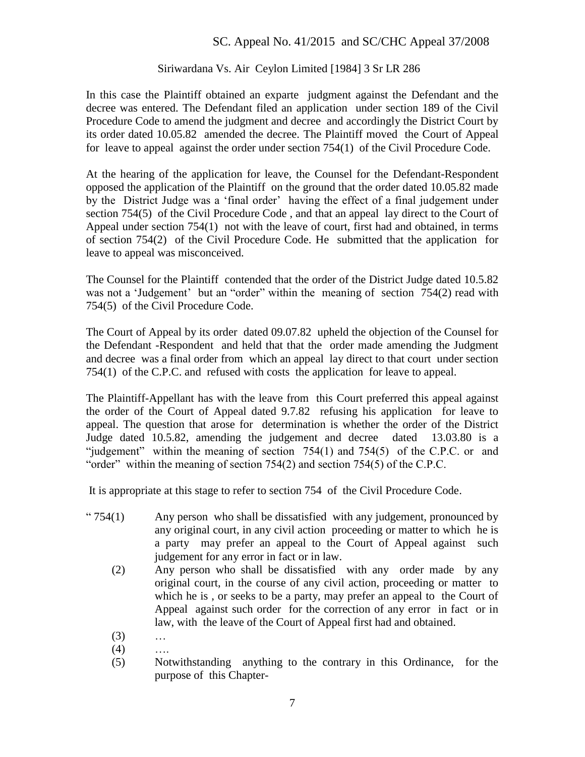Siriwardana Vs. Air Ceylon Limited [1984] 3 Sr LR 286

In this case the Plaintiff obtained an exparte judgment against the Defendant and the decree was entered. The Defendant filed an application under section 189 of the Civil Procedure Code to amend the judgment and decree and accordingly the District Court by its order dated 10.05.82 amended the decree. The Plaintiff moved the Court of Appeal for leave to appeal against the order under section 754(1) of the Civil Procedure Code.

At the hearing of the application for leave, the Counsel for the Defendant-Respondent opposed the application of the Plaintiff on the ground that the order dated 10.05.82 made by the District Judge was a 'final order' having the effect of a final judgement under section 754(5) of the Civil Procedure Code , and that an appeal lay direct to the Court of Appeal under section 754(1) not with the leave of court, first had and obtained, in terms of section 754(2) of the Civil Procedure Code. He submitted that the application for leave to appeal was misconceived.

The Counsel for the Plaintiff contended that the order of the District Judge dated 10.5.82 was not a 'Judgement' but an "order" within the meaning of section 754(2) read with 754(5) of the Civil Procedure Code.

The Court of Appeal by its order dated 09.07.82 upheld the objection of the Counsel for the Defendant -Respondent and held that that the order made amending the Judgment and decree was a final order from which an appeal lay direct to that court under section 754(1) of the C.P.C. and refused with costs the application for leave to appeal.

The Plaintiff-Appellant has with the leave from this Court preferred this appeal against the order of the Court of Appeal dated 9.7.82 refusing his application for leave to appeal. The question that arose for determination is whether the order of the District Judge dated 10.5.82, amending the judgement and decree dated 13.03.80 is a "judgement" within the meaning of section 754(1) and 754(5) of the C.P.C. or and "order" within the meaning of section 754(2) and section 754(5) of the C.P.C.

It is appropriate at this stage to refer to section 754 of the Civil Procedure Code.

" 754(1) Any person who shall be dissatisfied with any judgement, pronounced by any original court, in any civil action proceeding or matter to which he is a party may prefer an appeal to the Court of Appeal against such judgement for any error in fact or in law.

(2) Any person who shall be dissatisfied with any order made by any original court, in the course of any civil action, proceeding or matter to which he is , or seeks to be a party, may prefer an appeal to the Court of Appeal against such order for the correction of any error in fact or in law, with the leave of the Court of Appeal first had and obtained.

(3) …

(4) ….

(5) Notwithstanding anything to the contrary in this Ordinance, for the purpose of this Chapter-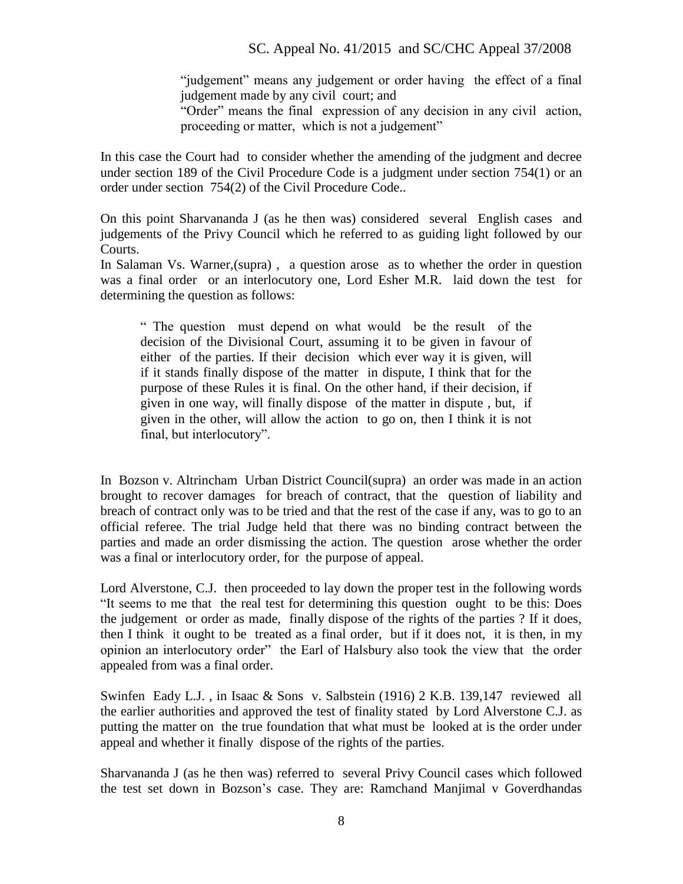> "judgement" means any judgement or order having the effect of a final judgement made by any civil court; and
> "Order" means the final expression of any decision in any civil action, proceeding or matter, which is not a judgement"

In this case the Court had to consider whether the amending of the judgment and decree under section 189 of the Civil Procedure Code is a judgment under section 754(1) or an order under section 754(2) of the Civil Procedure Code..

On this point Sharvananda J (as he then was) considered several English cases and judgements of the Privy Council which he referred to as guiding light followed by our Courts.

In Salaman Vs. Warner,(supra) , a question arose as to whether the order in question was a final order or an interlocutory one, Lord Esher M.R. laid down the test for determining the question as follows:

> " The question must depend on what would be the result of the decision of the Divisional Court, assuming it to be given in favour of either of the parties. If their decision which ever way it is given, will if it stands finally dispose of the matter in dispute, I think that for the purpose of these Rules it is final. On the other hand, if their decision, if given in one way, will finally dispose of the matter in dispute , but, if given in the other, will allow the action to go on, then I think it is not final, but interlocutory".

In Bozson v. Altrincham Urban District Council(supra) an order was made in an action brought to recover damages for breach of contract, that the question of liability and breach of contract only was to be tried and that the rest of the case if any, was to go to an official referee. The trial Judge held that there was no binding contract between the parties and made an order dismissing the action. The question arose whether the order was a final or interlocutory order, for the purpose of appeal.

Lord Alverstone, C.J. then proceeded to lay down the proper test in the following words "It seems to me that the real test for determining this question ought to be this: Does the judgement or order as made, finally dispose of the rights of the parties ? If it does, then I think it ought to be treated as a final order, but if it does not, it is then, in my opinion an interlocutory order" the Earl of Halsbury also took the view that the order appealed from was a final order.

Swinfen Eady L.J. , in Isaac & Sons v. Salbstein (1916) 2 K.B. 139,147 reviewed all the earlier authorities and approved the test of finality stated by Lord Alverstone C.J. as putting the matter on the true foundation that what must be looked at is the order under appeal and whether it finally dispose of the rights of the parties.

Sharvananda J (as he then was) referred to several Privy Council cases which followed the test set down in Bozson's case. They are: Ramchand Manjimal v Goverdhandas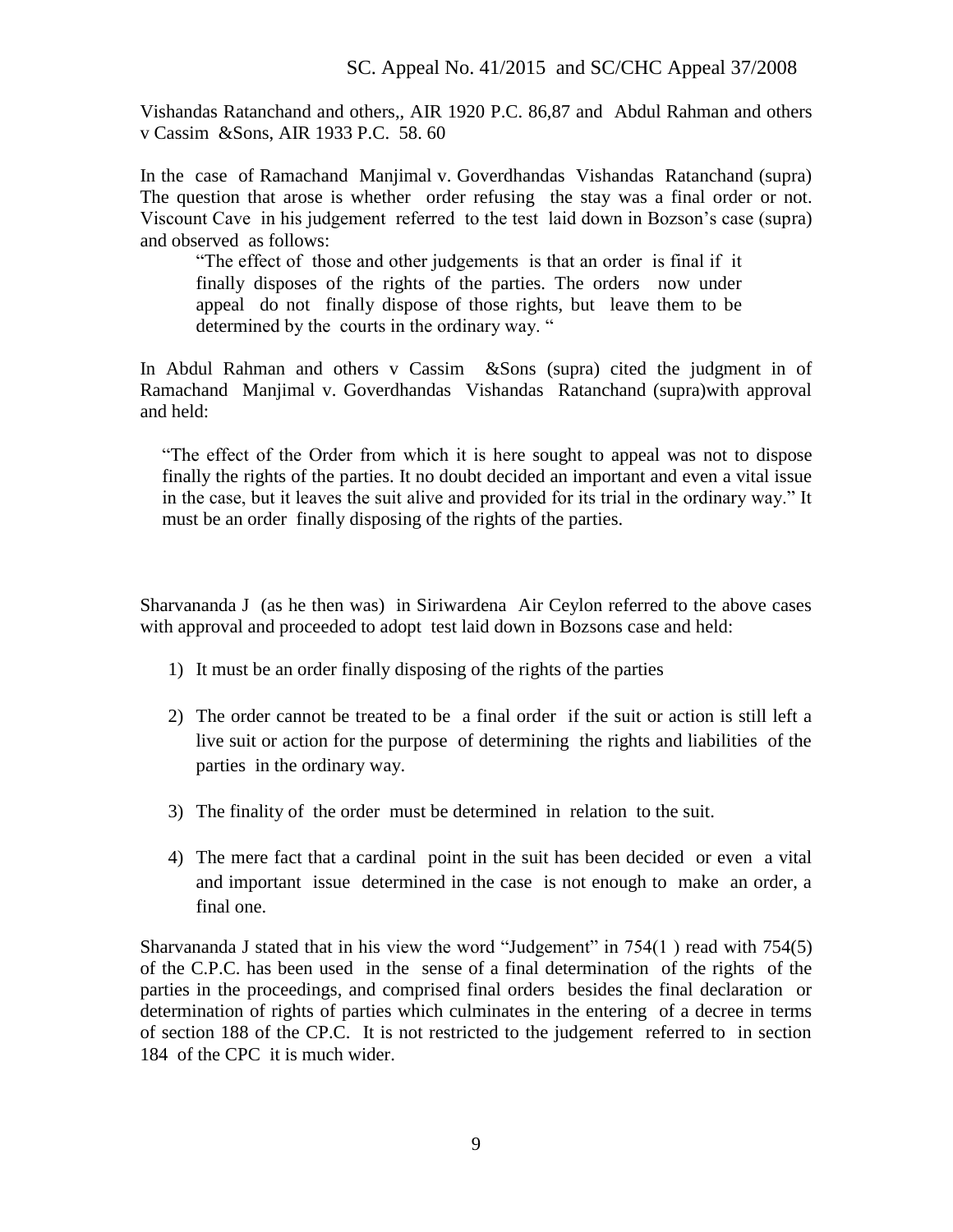Vishandas Ratanchand and others,, AIR 1920 P.C. 86,87 and Abdul Rahman and others v Cassim &Sons, AIR 1933 P.C. 58. 60

In the case of Ramachand Manjimal v. Goverdhandas Vishandas Ratanchand (supra) The question that arose is whether order refusing the stay was a final order or not. Viscount Cave in his judgement referred to the test laid down in Bozson's case (supra) and observed as follows:

> "The effect of those and other judgements is that an order is final if it finally disposes of the rights of the parties. The orders now under appeal do not finally dispose of those rights, but leave them to be determined by the courts in the ordinary way. "

In Abdul Rahman and others v Cassim &Sons (supra) cited the judgment in of Ramachand Manjimal v. Goverdhandas Vishandas Ratanchand (supra)with approval and held:

> "The effect of the Order from which it is here sought to appeal was not to dispose finally the rights of the parties. It no doubt decided an important and even a vital issue in the case, but it leaves the suit alive and provided for its trial in the ordinary way." It must be an order finally disposing of the rights of the parties.

Sharvananda J (as he then was) in Siriwardena Air Ceylon referred to the above cases with approval and proceeded to adopt test laid down in Bozsons case and held:

1) It must be an order finally disposing of the rights of the parties
2) The order cannot be treated to be a final order if the suit or action is still left a live suit or action for the purpose of determining the rights and liabilities of the parties in the ordinary way.
3) The finality of the order must be determined in relation to the suit.
4) The mere fact that a cardinal point in the suit has been decided or even a vital and important issue determined in the case is not enough to make an order, a final one.

Sharvananda J stated that in his view the word "Judgement" in 754(1 ) read with 754(5) of the C.P.C. has been used in the sense of a final determination of the rights of the parties in the proceedings, and comprised final orders besides the final declaration or determination of rights of parties which culminates in the entering of a decree in terms of section 188 of the CP.C. It is not restricted to the judgement referred to in section 184 of the CPC it is much wider.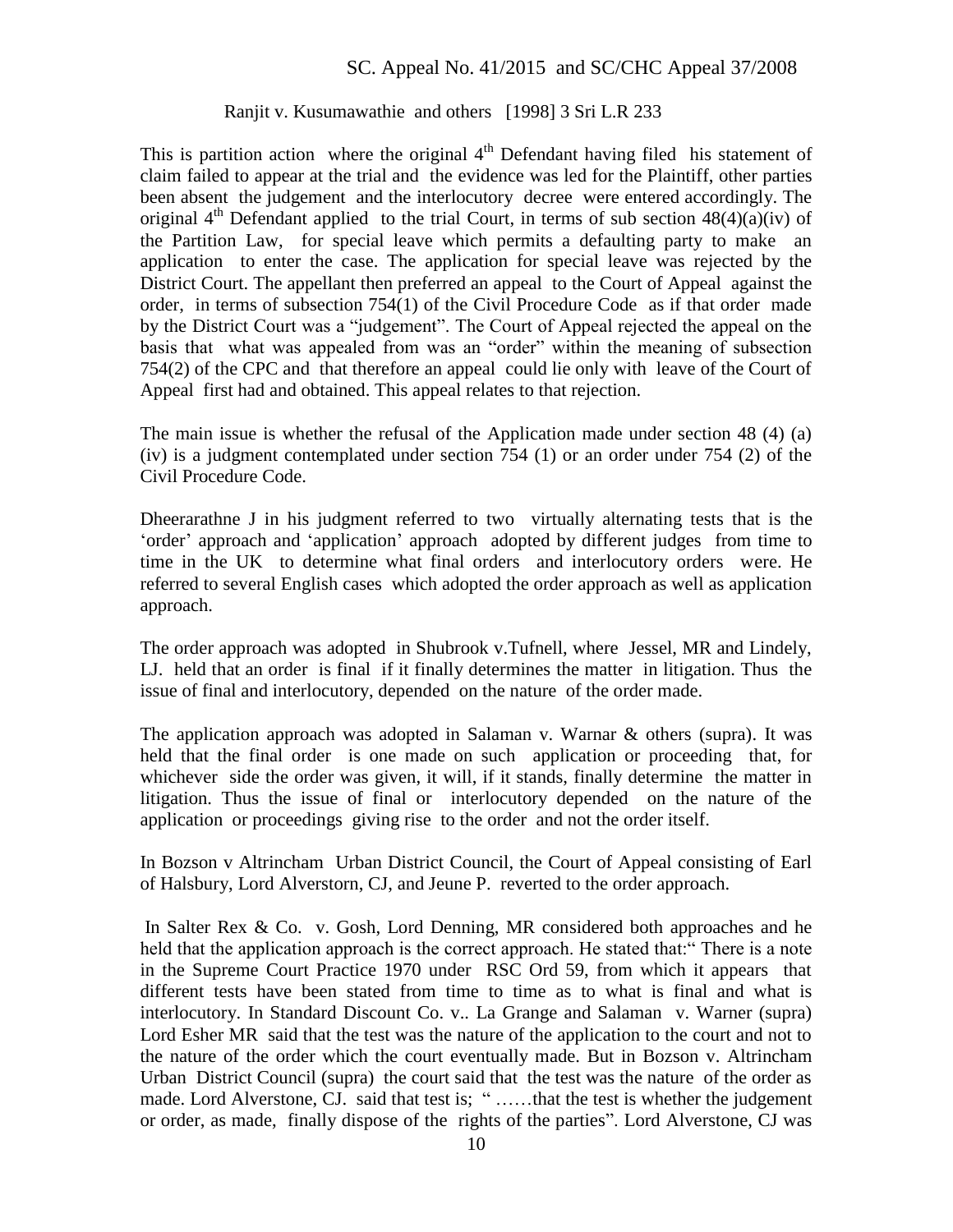Ranjit v. Kusumawathie and others [1998] 3 Sri L.R 233

This is partition action where the original 4th Defendant having filed his statement of claim failed to appear at the trial and the evidence was led for the Plaintiff, other parties been absent the judgement and the interlocutory decree were entered accordingly. The original 4th Defendant applied to the trial Court, in terms of sub section 48(4)(a)(iv) of the Partition Law, for special leave which permits a defaulting party to make an application to enter the case. The application for special leave was rejected by the District Court. The appellant then preferred an appeal to the Court of Appeal against the order, in terms of subsection 754(1) of the Civil Procedure Code as if that order made by the District Court was a "judgement". The Court of Appeal rejected the appeal on the basis that what was appealed from was an "order" within the meaning of subsection 754(2) of the CPC and that therefore an appeal could lie only with leave of the Court of Appeal first had and obtained. This appeal relates to that rejection.

The main issue is whether the refusal of the Application made under section 48 (4) (a) (iv) is a judgment contemplated under section 754 (1) or an order under 754 (2) of the Civil Procedure Code.

Dheerarathne J in his judgment referred to two virtually alternating tests that is the 'order' approach and 'application' approach adopted by different judges from time to time in the UK to determine what final orders and interlocutory orders were. He referred to several English cases which adopted the order approach as well as application approach.

The order approach was adopted in Shubrook v.Tufnell, where Jessel, MR and Lindely, LJ. held that an order is final if it finally determines the matter in litigation. Thus the issue of final and interlocutory, depended on the nature of the order made.

The application approach was adopted in Salaman v. Warnar & others (supra). It was held that the final order is one made on such application or proceeding that, for whichever side the order was given, it will, if it stands, finally determine the matter in litigation. Thus the issue of final or interlocutory depended on the nature of the application or proceedings giving rise to the order and not the order itself.

In Bozson v Altrincham Urban District Council, the Court of Appeal consisting of Earl of Halsbury, Lord Alverstorn, CJ, and Jeune P. reverted to the order approach.

In Salter Rex & Co. v. Gosh, Lord Denning, MR considered both approaches and he held that the application approach is the correct approach. He stated that:" There is a note in the Supreme Court Practice 1970 under RSC Ord 59, from which it appears that different tests have been stated from time to time as to what is final and what is interlocutory. In Standard Discount Co. v.. La Grange and Salaman v. Warner (supra) Lord Esher MR said that the test was the nature of the application to the court and not to the nature of the order which the court eventually made. But in Bozson v. Altrincham Urban District Council (supra) the court said that the test was the nature of the order as made. Lord Alverstone, CJ. said that test is; " ……that the test is whether the judgement or order, as made, finally dispose of the rights of the parties". Lord Alverstone, CJ was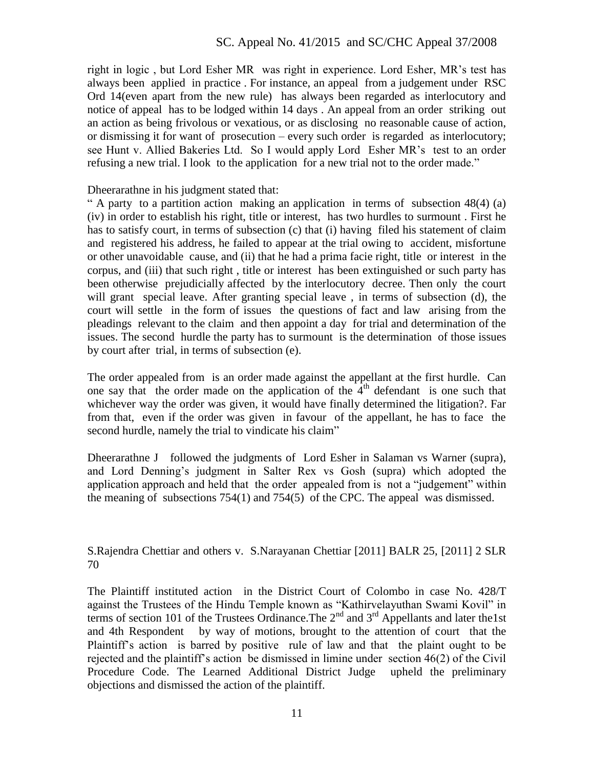right in logic , but Lord Esher MR was right in experience. Lord Esher, MR's test has always been applied in practice . For instance, an appeal from a judgement under RSC Ord 14(even apart from the new rule) has always been regarded as interlocutory and notice of appeal has to be lodged within 14 days . An appeal from an order striking out an action as being frivolous or vexatious, or as disclosing no reasonable cause of action, or dismissing it for want of prosecution – every such order is regarded as interlocutory; see Hunt v. Allied Bakeries Ltd. So I would apply Lord Esher MR's test to an order refusing a new trial. I look to the application for a new trial not to the order made."

Dheerarathne in his judgment stated that:

" A party to a partition action making an application in terms of subsection 48(4) (a) (iv) in order to establish his right, title or interest, has two hurdles to surmount . First he has to satisfy court, in terms of subsection (c) that (i) having filed his statement of claim and registered his address, he failed to appear at the trial owing to accident, misfortune or other unavoidable cause, and (ii) that he had a prima facie right, title or interest in the corpus, and (iii) that such right , title or interest has been extinguished or such party has been otherwise prejudicially affected by the interlocutory decree. Then only the court will grant special leave. After granting special leave , in terms of subsection (d), the court will settle in the form of issues the questions of fact and law arising from the pleadings relevant to the claim and then appoint a day for trial and determination of the issues. The second hurdle the party has to surmount is the determination of those issues by court after trial, in terms of subsection (e).

The order appealed from is an order made against the appellant at the first hurdle. Can one say that the order made on the application of the 4th defendant is one such that whichever way the order was given, it would have finally determined the litigation?. Far from that, even if the order was given in favour of the appellant, he has to face the second hurdle, namely the trial to vindicate his claim"

Dheerarathne J followed the judgments of Lord Esher in Salaman vs Warner (supra), and Lord Denning's judgment in Salter Rex vs Gosh (supra) which adopted the application approach and held that the order appealed from is not a "judgement" within the meaning of subsections 754(1) and 754(5) of the CPC. The appeal was dismissed.

S.Rajendra Chettiar and others v. S.Narayanan Chettiar [2011] BALR 25, [2011] 2 SLR 70

The Plaintiff instituted action in the District Court of Colombo in case No. 428/T against the Trustees of the Hindu Temple known as "Kathirvelayuthan Swami Kovil" in terms of section 101 of the Trustees Ordinance.The 2nd and 3rd Appellants and later the1st and 4th Respondent by way of motions, brought to the attention of court that the Plaintiff's action is barred by positive rule of law and that the plaint ought to be rejected and the plaintiff's action be dismissed in limine under section 46(2) of the Civil Procedure Code. The Learned Additional District Judge upheld the preliminary objections and dismissed the action of the plaintiff.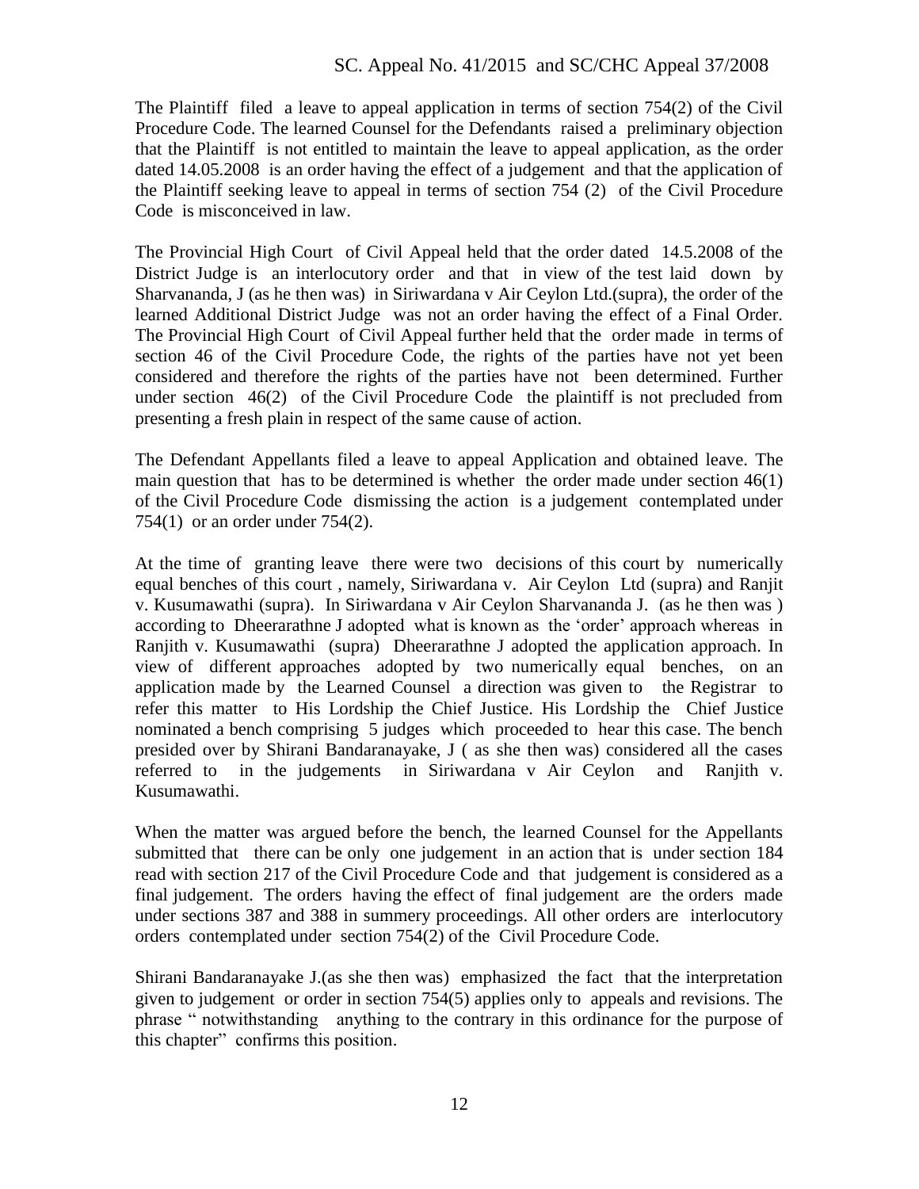The Plaintiff filed a leave to appeal application in terms of section 754(2) of the Civil Procedure Code. The learned Counsel for the Defendants raised a preliminary objection that the Plaintiff is not entitled to maintain the leave to appeal application, as the order dated 14.05.2008 is an order having the effect of a judgement and that the application of the Plaintiff seeking leave to appeal in terms of section 754 (2) of the Civil Procedure Code is misconceived in law.

The Provincial High Court of Civil Appeal held that the order dated 14.5.2008 of the District Judge is an interlocutory order and that in view of the test laid down by Sharvananda, J (as he then was) in Siriwardana v Air Ceylon Ltd.(supra), the order of the learned Additional District Judge was not an order having the effect of a Final Order. The Provincial High Court of Civil Appeal further held that the order made in terms of section 46 of the Civil Procedure Code, the rights of the parties have not yet been considered and therefore the rights of the parties have not been determined. Further under section 46(2) of the Civil Procedure Code the plaintiff is not precluded from presenting a fresh plain in respect of the same cause of action.

The Defendant Appellants filed a leave to appeal Application and obtained leave. The main question that has to be determined is whether the order made under section 46(1) of the Civil Procedure Code dismissing the action is a judgement contemplated under 754(1) or an order under 754(2).

At the time of granting leave there were two decisions of this court by numerically equal benches of this court , namely, Siriwardana v. Air Ceylon Ltd (supra) and Ranjit v. Kusumawathi (supra). In Siriwardana v Air Ceylon Sharvananda J. (as he then was ) according to Dheerarathne J adopted what is known as the 'order' approach whereas in Ranjith v. Kusumawathi (supra) Dheerarathne J adopted the application approach. In view of different approaches adopted by two numerically equal benches, on an application made by the Learned Counsel a direction was given to the Registrar to refer this matter to His Lordship the Chief Justice. His Lordship the Chief Justice nominated a bench comprising 5 judges which proceeded to hear this case. The bench presided over by Shirani Bandaranayake, J ( as she then was) considered all the cases referred to in the judgements in Siriwardana v Air Ceylon and Ranjith v. Kusumawathi.

When the matter was argued before the bench, the learned Counsel for the Appellants submitted that there can be only one judgement in an action that is under section 184 read with section 217 of the Civil Procedure Code and that judgement is considered as a final judgement. The orders having the effect of final judgement are the orders made under sections 387 and 388 in summery proceedings. All other orders are interlocutory orders contemplated under section 754(2) of the Civil Procedure Code.

Shirani Bandaranayake J.(as she then was) emphasized the fact that the interpretation given to judgement or order in section 754(5) applies only to appeals and revisions. The phrase " notwithstanding anything to the contrary in this ordinance for the purpose of this chapter" confirms this position.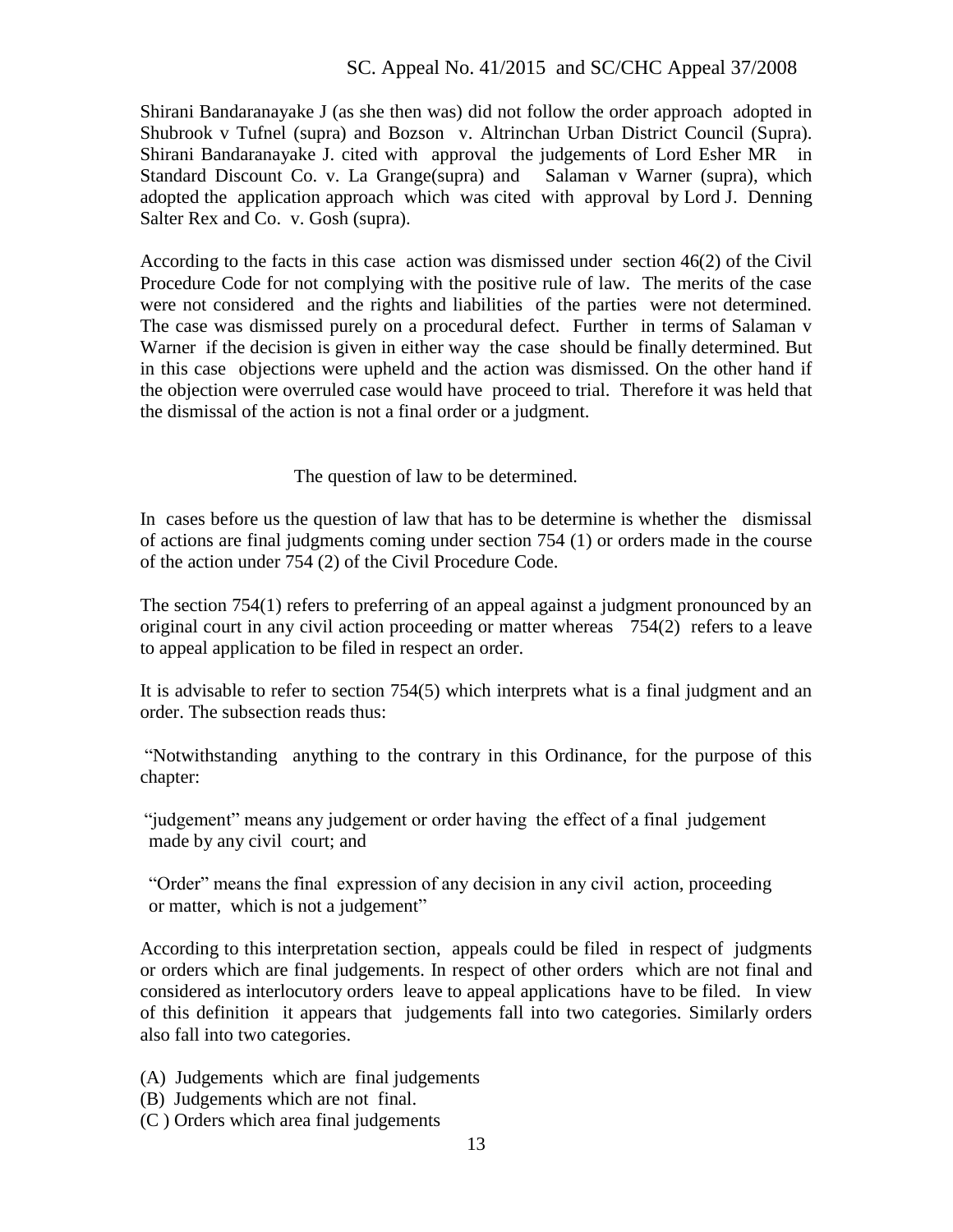Shirani Bandaranayake J (as she then was) did not follow the order approach adopted in Shubrook v Tufnel (supra) and Bozson v. Altrinchan Urban District Council (Supra). Shirani Bandaranayake J. cited with approval the judgements of Lord Esher MR in Standard Discount Co. v. La Grange(supra) and Salaman v Warner (supra), which adopted the application approach which was cited with approval by Lord J. Denning Salter Rex and Co. v. Gosh (supra).

According to the facts in this case action was dismissed under section 46(2) of the Civil Procedure Code for not complying with the positive rule of law. The merits of the case were not considered and the rights and liabilities of the parties were not determined. The case was dismissed purely on a procedural defect. Further in terms of Salaman v Warner if the decision is given in either way the case should be finally determined. But in this case objections were upheld and the action was dismissed. On the other hand if the objection were overruled case would have proceed to trial. Therefore it was held that the dismissal of the action is not a final order or a judgment.

## The question of law to be determined.

In cases before us the question of law that has to be determine is whether the dismissal of actions are final judgments coming under section 754 (1) or orders made in the course of the action under 754 (2) of the Civil Procedure Code.

The section 754(1) refers to preferring of an appeal against a judgment pronounced by an original court in any civil action proceeding or matter whereas 754(2) refers to a leave to appeal application to be filed in respect an order.

It is advisable to refer to section 754(5) which interprets what is a final judgment and an order. The subsection reads thus:

"Notwithstanding anything to the contrary in this Ordinance, for the purpose of this chapter:

"judgement" means any judgement or order having the effect of a final judgement made by any civil court; and

"Order" means the final expression of any decision in any civil action, proceeding or matter, which is not a judgement"

According to this interpretation section, appeals could be filed in respect of judgments or orders which are final judgements. In respect of other orders which are not final and considered as interlocutory orders leave to appeal applications have to be filed. In view of this definition it appears that judgements fall into two categories. Similarly orders also fall into two categories.

(A) Judgements which are final judgements
(B) Judgements which are not final.
(C ) Orders which area final judgements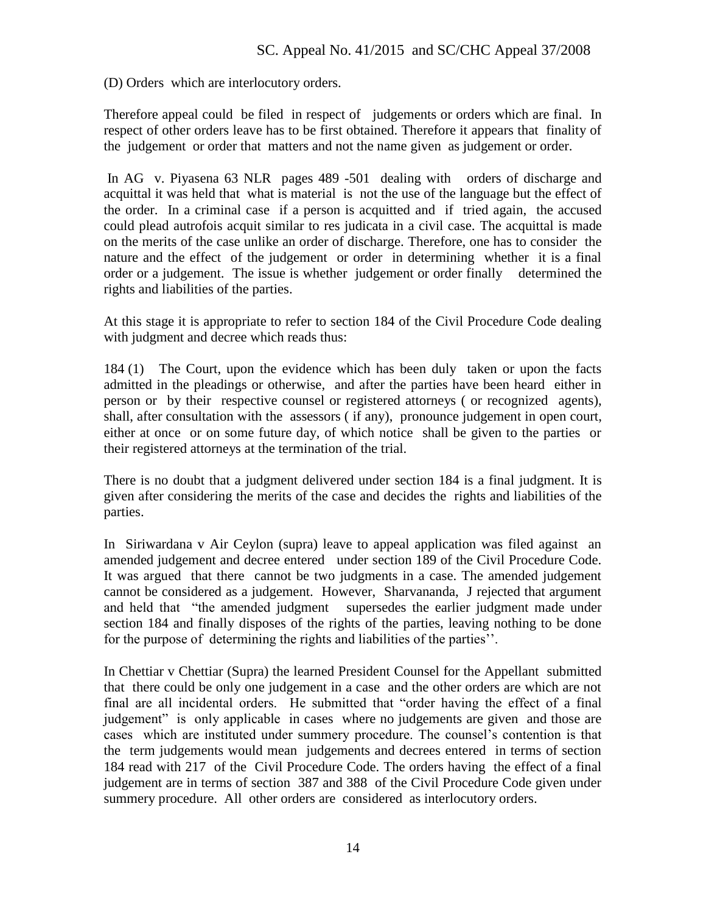(D) Orders which are interlocutory orders.

Therefore appeal could be filed in respect of judgements or orders which are final. In respect of other orders leave has to be first obtained. Therefore it appears that finality of the judgement or order that matters and not the name given as judgement or order.

In AG v. Piyasena 63 NLR pages 489 -501 dealing with orders of discharge and acquittal it was held that what is material is not the use of the language but the effect of the order. In a criminal case if a person is acquitted and if tried again, the accused could plead autrofois acquit similar to res judicata in a civil case. The acquittal is made on the merits of the case unlike an order of discharge. Therefore, one has to consider the nature and the effect of the judgement or order in determining whether it is a final order or a judgement. The issue is whether judgement or order finally determined the rights and liabilities of the parties.

At this stage it is appropriate to refer to section 184 of the Civil Procedure Code dealing with judgment and decree which reads thus:

184 (1) The Court, upon the evidence which has been duly taken or upon the facts admitted in the pleadings or otherwise, and after the parties have been heard either in person or by their respective counsel or registered attorneys ( or recognized agents), shall, after consultation with the assessors ( if any), pronounce judgement in open court, either at once or on some future day, of which notice shall be given to the parties or their registered attorneys at the termination of the trial.

There is no doubt that a judgment delivered under section 184 is a final judgment. It is given after considering the merits of the case and decides the rights and liabilities of the parties.

In Siriwardana v Air Ceylon (supra) leave to appeal application was filed against an amended judgement and decree entered under section 189 of the Civil Procedure Code. It was argued that there cannot be two judgments in a case. The amended judgement cannot be considered as a judgement. However, Sharvananda, J rejected that argument and held that "the amended judgment supersedes the earlier judgment made under section 184 and finally disposes of the rights of the parties, leaving nothing to be done for the purpose of determining the rights and liabilities of the parties''.

In Chettiar v Chettiar (Supra) the learned President Counsel for the Appellant submitted that there could be only one judgement in a case and the other orders are which are not final are all incidental orders. He submitted that "order having the effect of a final judgement" is only applicable in cases where no judgements are given and those are cases which are instituted under summery procedure. The counsel's contention is that the term judgements would mean judgements and decrees entered in terms of section 184 read with 217 of the Civil Procedure Code. The orders having the effect of a final judgement are in terms of section 387 and 388 of the Civil Procedure Code given under summery procedure. All other orders are considered as interlocutory orders.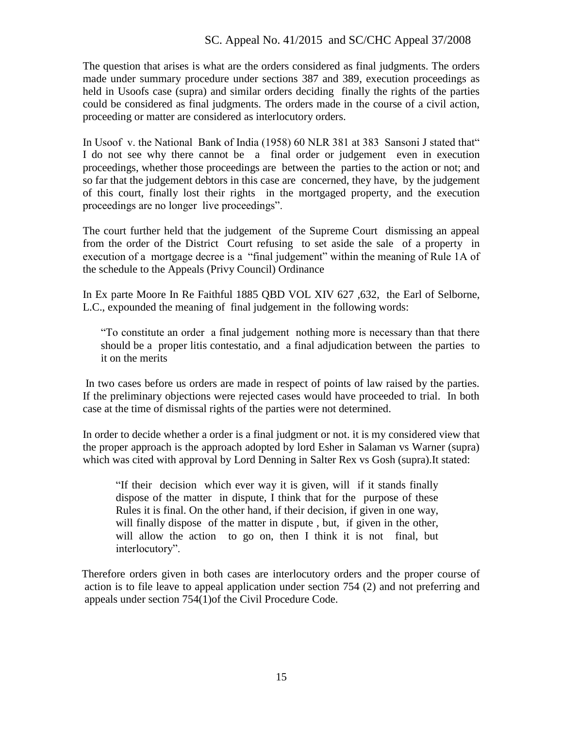The question that arises is what are the orders considered as final judgments. The orders made under summary procedure under sections 387 and 389, execution proceedings as held in Usoofs case (supra) and similar orders deciding finally the rights of the parties could be considered as final judgments. The orders made in the course of a civil action, proceeding or matter are considered as interlocutory orders.

In Usoof v. the National Bank of India (1958) 60 NLR 381 at 383 Sansoni J stated that" I do not see why there cannot be a final order or judgement even in execution proceedings, whether those proceedings are between the parties to the action or not; and so far that the judgement debtors in this case are concerned, they have, by the judgement of this court, finally lost their rights in the mortgaged property, and the execution proceedings are no longer live proceedings".

The court further held that the judgement of the Supreme Court dismissing an appeal from the order of the District Court refusing to set aside the sale of a property in execution of a mortgage decree is a "final judgement" within the meaning of Rule 1A of the schedule to the Appeals (Privy Council) Ordinance

In Ex parte Moore In Re Faithful 1885 QBD VOL XIV 627 ,632, the Earl of Selborne, L.C., expounded the meaning of final judgement in the following words:

> "To constitute an order a final judgement nothing more is necessary than that there should be a proper litis contestatio, and a final adjudication between the parties to it on the merits

In two cases before us orders are made in respect of points of law raised by the parties. If the preliminary objections were rejected cases would have proceeded to trial. In both case at the time of dismissal rights of the parties were not determined.

In order to decide whether a order is a final judgment or not. it is my considered view that the proper approach is the approach adopted by lord Esher in Salaman vs Warner (supra) which was cited with approval by Lord Denning in Salter Rex vs Gosh (supra).It stated:

> "If their decision which ever way it is given, will if it stands finally dispose of the matter in dispute, I think that for the purpose of these Rules it is final. On the other hand, if their decision, if given in one way, will finally dispose of the matter in dispute , but, if given in the other, will allow the action to go on, then I think it is not final, but interlocutory".

Therefore orders given in both cases are interlocutory orders and the proper course of action is to file leave to appeal application under section 754 (2) and not preferring and appeals under section 754(1)of the Civil Procedure Code.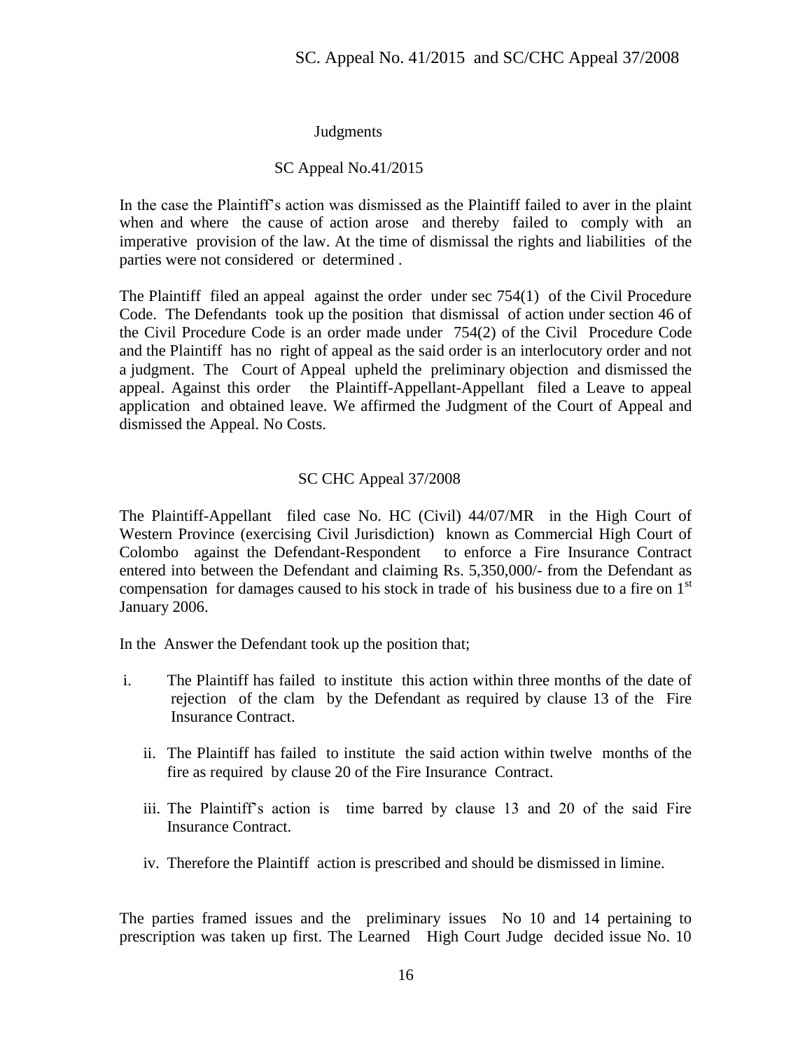Judgments

SC Appeal No.41/2015

In the case the Plaintiff's action was dismissed as the Plaintiff failed to aver in the plaint when and where the cause of action arose and thereby failed to comply with an imperative provision of the law. At the time of dismissal the rights and liabilities of the parties were not considered or determined .

The Plaintiff filed an appeal against the order under sec 754(1) of the Civil Procedure Code. The Defendants took up the position that dismissal of action under section 46 of the Civil Procedure Code is an order made under 754(2) of the Civil Procedure Code and the Plaintiff has no right of appeal as the said order is an interlocutory order and not a judgment. The Court of Appeal upheld the preliminary objection and dismissed the appeal. Against this order the Plaintiff-Appellant-Appellant filed a Leave to appeal application and obtained leave. We affirmed the Judgment of the Court of Appeal and dismissed the Appeal. No Costs.

SC CHC Appeal 37/2008

The Plaintiff-Appellant filed case No. HC (Civil) 44/07/MR in the High Court of Western Province (exercising Civil Jurisdiction) known as Commercial High Court of Colombo against the Defendant-Respondent to enforce a Fire Insurance Contract entered into between the Defendant and claiming Rs. 5,350,000/- from the Defendant as compensation for damages caused to his stock in trade of his business due to a fire on 1st January 2006.

In the Answer the Defendant took up the position that;

i. The Plaintiff has failed to institute this action within three months of the date of rejection of the clam by the Defendant as required by clause 13 of the Fire Insurance Contract.

ii. The Plaintiff has failed to institute the said action within twelve months of the fire as required by clause 20 of the Fire Insurance Contract.

iii. The Plaintiff's action is time barred by clause 13 and 20 of the said Fire Insurance Contract.

iv. Therefore the Plaintiff action is prescribed and should be dismissed in limine.

The parties framed issues and the preliminary issues No 10 and 14 pertaining to prescription was taken up first. The Learned High Court Judge decided issue No. 10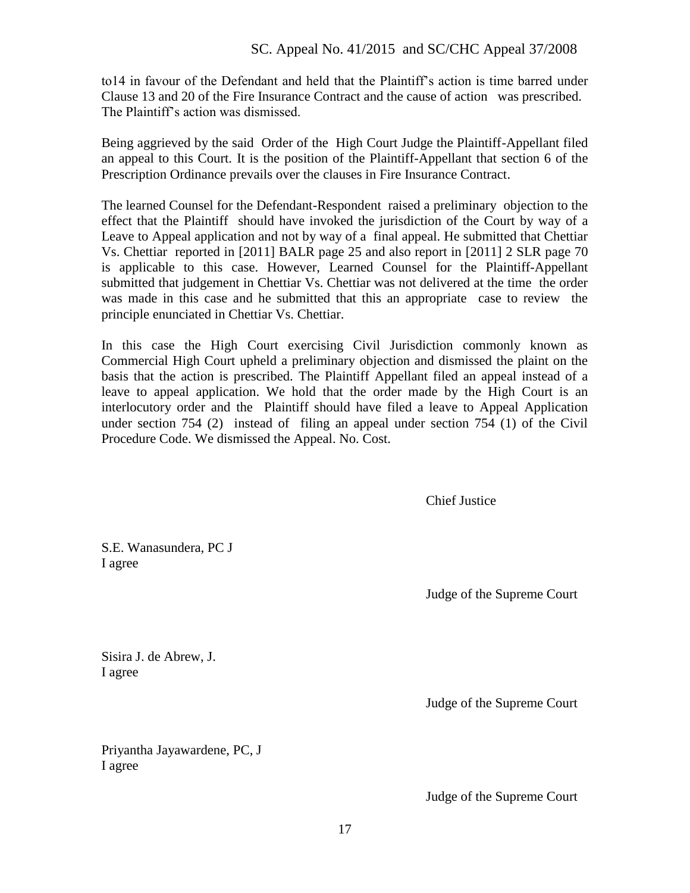to14 in favour of the Defendant and held that the Plaintiff's action is time barred under Clause 13 and 20 of the Fire Insurance Contract and the cause of action was prescribed. The Plaintiff's action was dismissed.

Being aggrieved by the said Order of the High Court Judge the Plaintiff-Appellant filed an appeal to this Court. It is the position of the Plaintiff-Appellant that section 6 of the Prescription Ordinance prevails over the clauses in Fire Insurance Contract.

The learned Counsel for the Defendant-Respondent raised a preliminary objection to the effect that the Plaintiff should have invoked the jurisdiction of the Court by way of a Leave to Appeal application and not by way of a final appeal. He submitted that Chettiar Vs. Chettiar reported in [2011] BALR page 25 and also report in [2011] 2 SLR page 70 is applicable to this case. However, Learned Counsel for the Plaintiff-Appellant submitted that judgement in Chettiar Vs. Chettiar was not delivered at the time the order was made in this case and he submitted that this an appropriate case to review the principle enunciated in Chettiar Vs. Chettiar.

In this case the High Court exercising Civil Jurisdiction commonly known as Commercial High Court upheld a preliminary objection and dismissed the plaint on the basis that the action is prescribed. The Plaintiff Appellant filed an appeal instead of a leave to appeal application. We hold that the order made by the High Court is an interlocutory order and the Plaintiff should have filed a leave to Appeal Application under section 754 (2) instead of filing an appeal under section 754 (1) of the Civil Procedure Code. We dismissed the Appeal. No. Cost.

Chief Justice

S.E. Wanasundera, PC J
I agree

Judge of the Supreme Court

Sisira J. de Abrew, J.
I agree

Judge of the Supreme Court

Priyantha Jayawardene, PC, J
I agree

Judge of the Supreme Court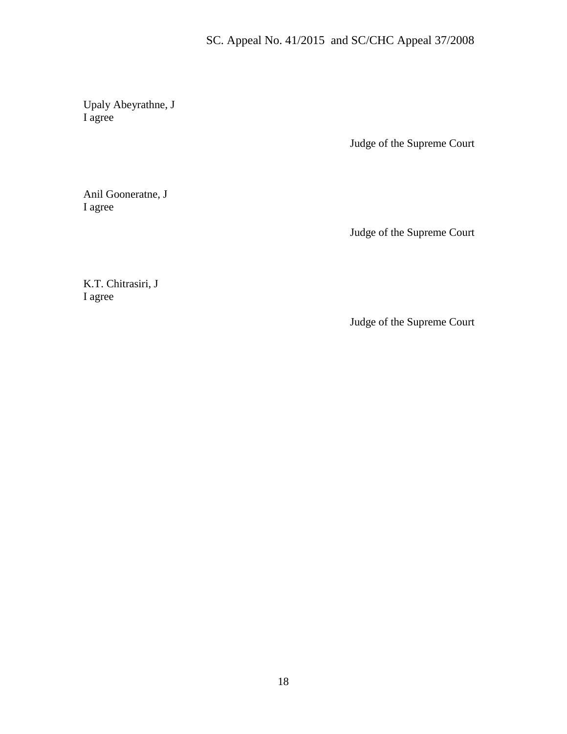Upaly Abeyrathne, J
I agree

Judge of the Supreme Court

Anil Gooneratne, J
I agree

Judge of the Supreme Court

K.T. Chitrasiri, J
I agree

Judge of the Supreme Court